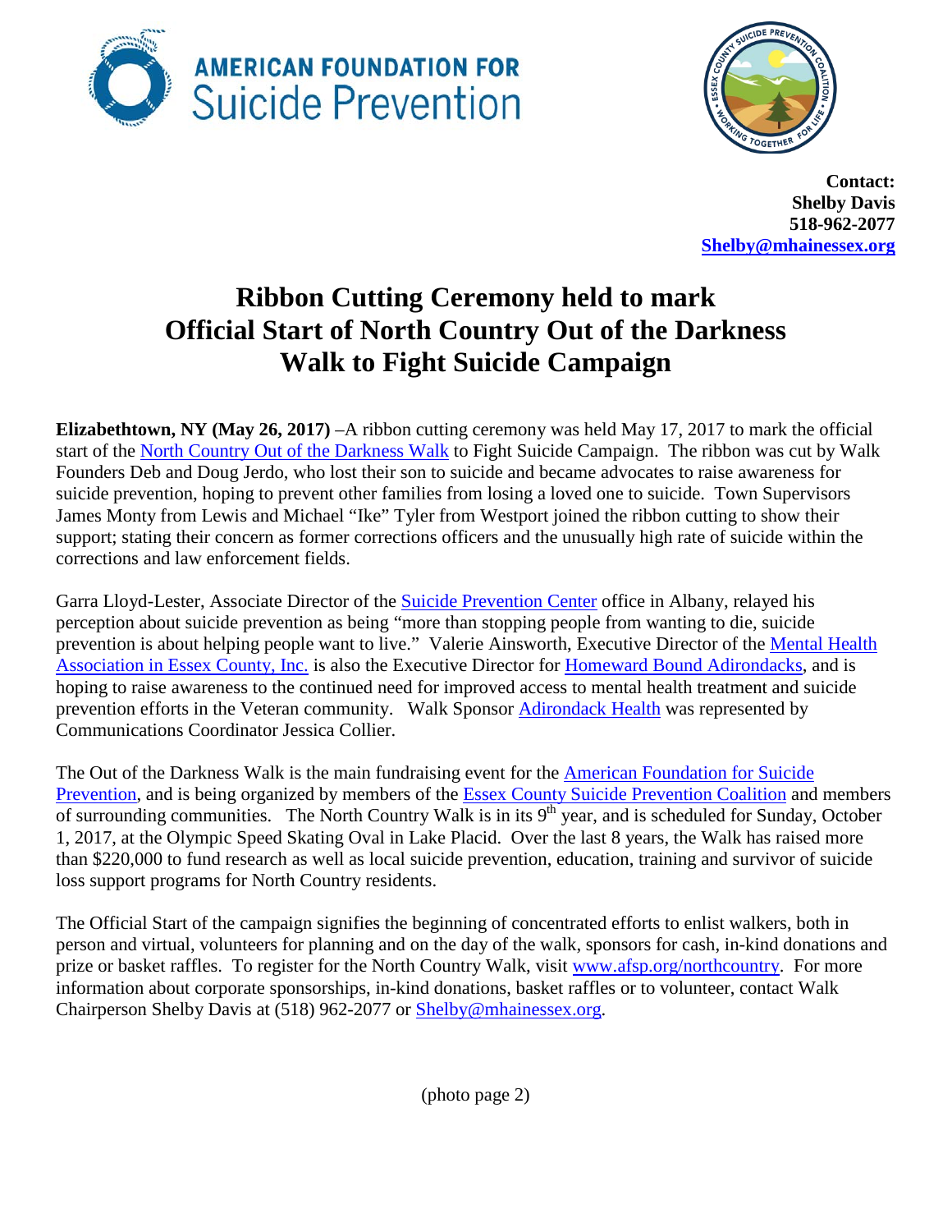AMERICAN FOUNDATION FOR Suicide Prevention

**Contact:**
**Shelby Davis**
**518-962-2077**
**Shelby@mhainessex.org**

# Ribbon Cutting Ceremony held to mark Official Start of North Country Out of the Darkness Walk to Fight Suicide Campaign

**Elizabethtown, NY (May 26, 2017)** –A ribbon cutting ceremony was held May 17, 2017 to mark the official start of the North Country Out of the Darkness Walk to Fight Suicide Campaign. The ribbon was cut by Walk Founders Deb and Doug Jerdo, who lost their son to suicide and became advocates to raise awareness for suicide prevention, hoping to prevent other families from losing a loved one to suicide. Town Supervisors James Monty from Lewis and Michael "Ike" Tyler from Westport joined the ribbon cutting to show their support; stating their concern as former corrections officers and the unusually high rate of suicide within the corrections and law enforcement fields.

Garra Lloyd-Lester, Associate Director of the Suicide Prevention Center office in Albany, relayed his perception about suicide prevention as being "more than stopping people from wanting to die, suicide prevention is about helping people want to live." Valerie Ainsworth, Executive Director of the Mental Health Association in Essex County, Inc. is also the Executive Director for Homeward Bound Adirondacks, and is hoping to raise awareness to the continued need for improved access to mental health treatment and suicide prevention efforts in the Veteran community. Walk Sponsor Adirondack Health was represented by Communications Coordinator Jessica Collier.

The Out of the Darkness Walk is the main fundraising event for the American Foundation for Suicide Prevention, and is being organized by members of the Essex County Suicide Prevention Coalition and members of surrounding communities. The North Country Walk is in its 9th year, and is scheduled for Sunday, October 1, 2017, at the Olympic Speed Skating Oval in Lake Placid. Over the last 8 years, the Walk has raised more than $220,000 to fund research as well as local suicide prevention, education, training and survivor of suicide loss support programs for North Country residents.

The Official Start of the campaign signifies the beginning of concentrated efforts to enlist walkers, both in person and virtual, volunteers for planning and on the day of the walk, sponsors for cash, in-kind donations and prize or basket raffles. To register for the North Country Walk, visit www.afsp.org/northcountry. For more information about corporate sponsorships, in-kind donations, basket raffles or to volunteer, contact Walk Chairperson Shelby Davis at (518) 962-2077 or Shelby@mhainessex.org.

(photo page 2)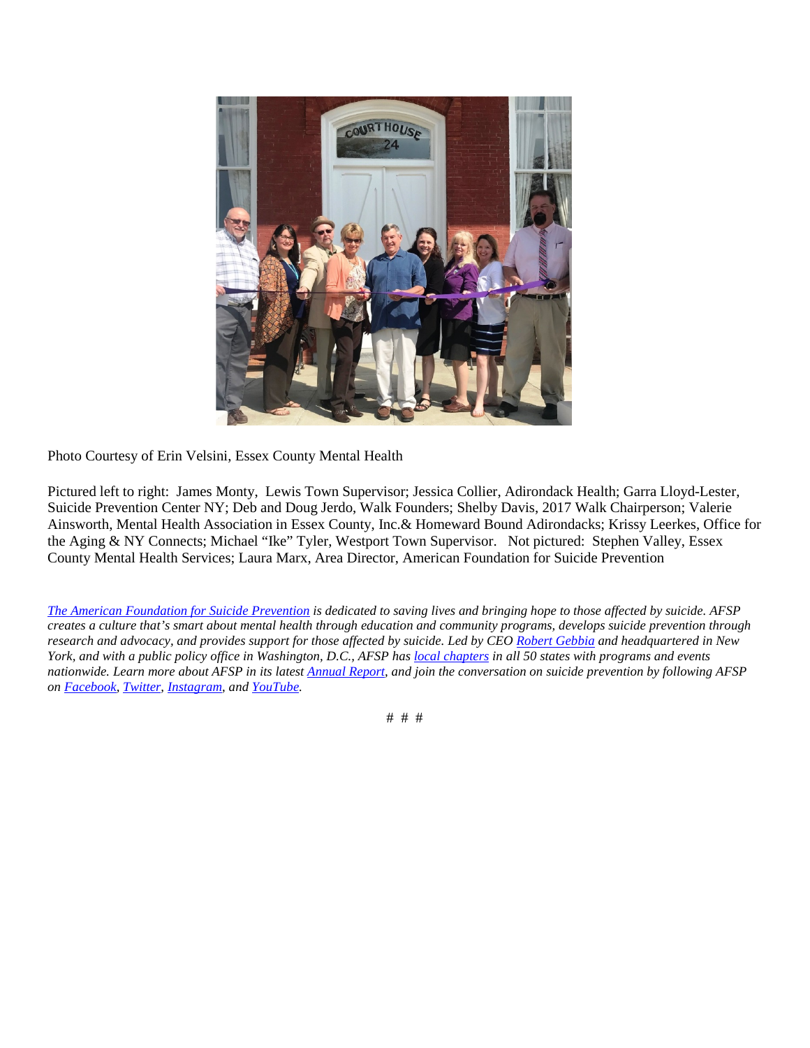Photo Courtesy of Erin Velsini, Essex County Mental Health

Pictured left to right: James Monty, Lewis Town Supervisor; Jessica Collier, Adirondack Health; Garra Lloyd-Lester, Suicide Prevention Center NY; Deb and Doug Jerdo, Walk Founders; Shelby Davis, 2017 Walk Chairperson; Valerie Ainsworth, Mental Health Association in Essex County, Inc.& Homeward Bound Adirondacks; Krissy Leerkes, Office for the Aging & NY Connects; Michael "Ike" Tyler, Westport Town Supervisor. Not pictured: Stephen Valley, Essex County Mental Health Services; Laura Marx, Area Director, American Foundation for Suicide Prevention

*The American Foundation for Suicide Prevention is dedicated to saving lives and bringing hope to those affected by suicide. AFSP creates a culture that's smart about mental health through education and community programs, develops suicide prevention through research and advocacy, and provides support for those affected by suicide. Led by CEO Robert Gebbia and headquartered in New York, and with a public policy office in Washington, D.C., AFSP has local chapters in all 50 states with programs and events nationwide. Learn more about AFSP in its latest Annual Report, and join the conversation on suicide prevention by following AFSP on Facebook, Twitter, Instagram, and YouTube.*

# # #